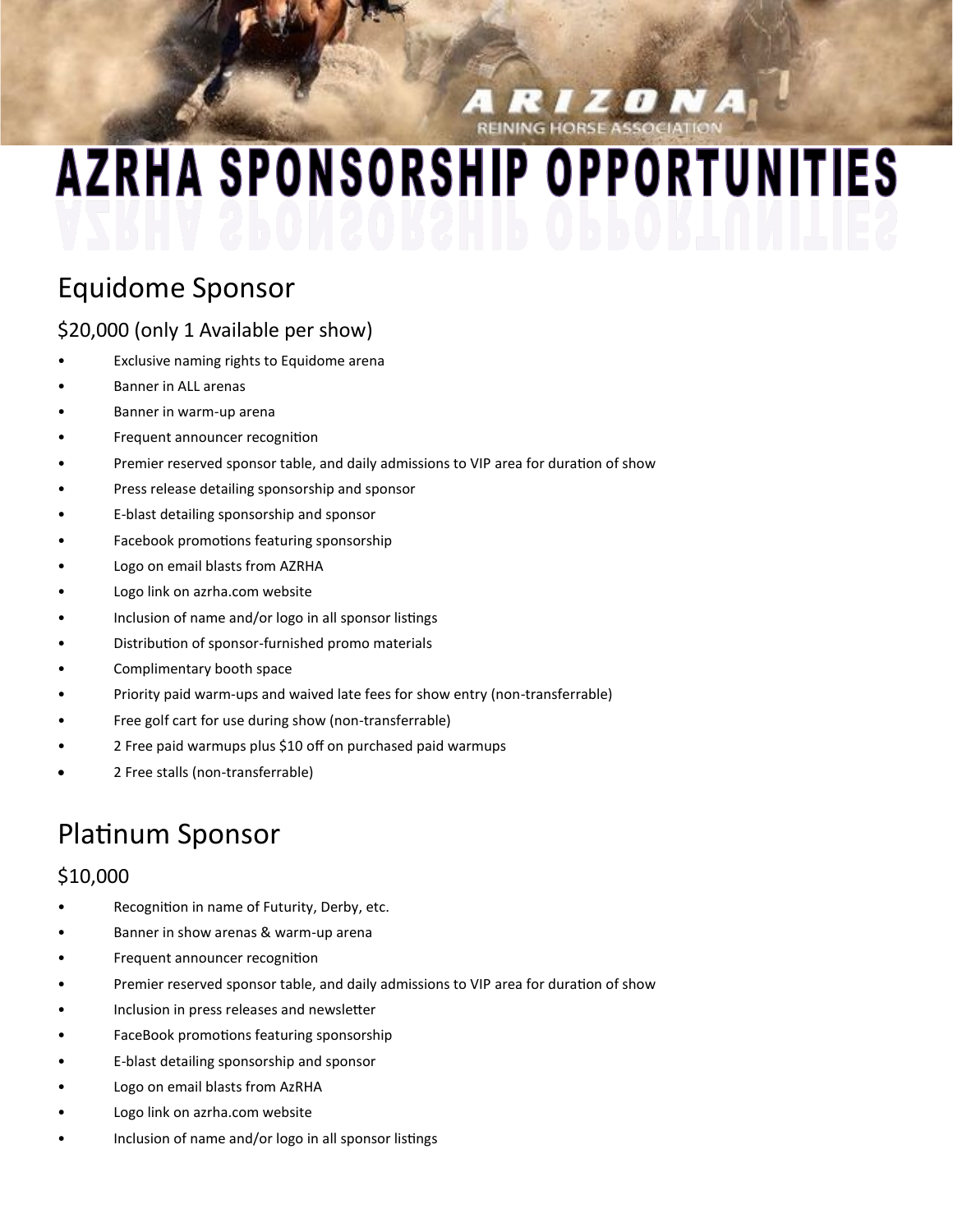ARIZONA REINING HORSE ASSOCIATION

# AZRHA SPONSORSHIP OPPORTUNITIES

## Equidome Sponsor

### $20,000 (only 1 Available per show)

- Exclusive naming rights to Equidome arena
- Banner in ALL arenas
- Banner in warm-up arena
- Frequent announcer recognition
- Premier reserved sponsor table, and daily admissions to VIP area for duration of show
- Press release detailing sponsorship and sponsor
- E-blast detailing sponsorship and sponsor
- Facebook promotions featuring sponsorship
- Logo on email blasts from AZRHA
- Logo link on azrha.com website
- Inclusion of name and/or logo in all sponsor listings
- Distribution of sponsor-furnished promo materials
- Complimentary booth space
- Priority paid warm-ups and waived late fees for show entry (non-transferrable)
- Free golf cart for use during show (non-transferrable)
- 2 Free paid warmups plus $10 off on purchased paid warmups
- 2 Free stalls (non-transferrable)

## Platinum Sponsor

### $10,000

- Recognition in name of Futurity, Derby, etc.
- Banner in show arenas & warm-up arena
- Frequent announcer recognition
- Premier reserved sponsor table, and daily admissions to VIP area for duration of show
- Inclusion in press releases and newsletter
- FaceBook promotions featuring sponsorship
- E-blast detailing sponsorship and sponsor
- Logo on email blasts from AzRHA
- Logo link on azrha.com website
- Inclusion of name and/or logo in all sponsor listings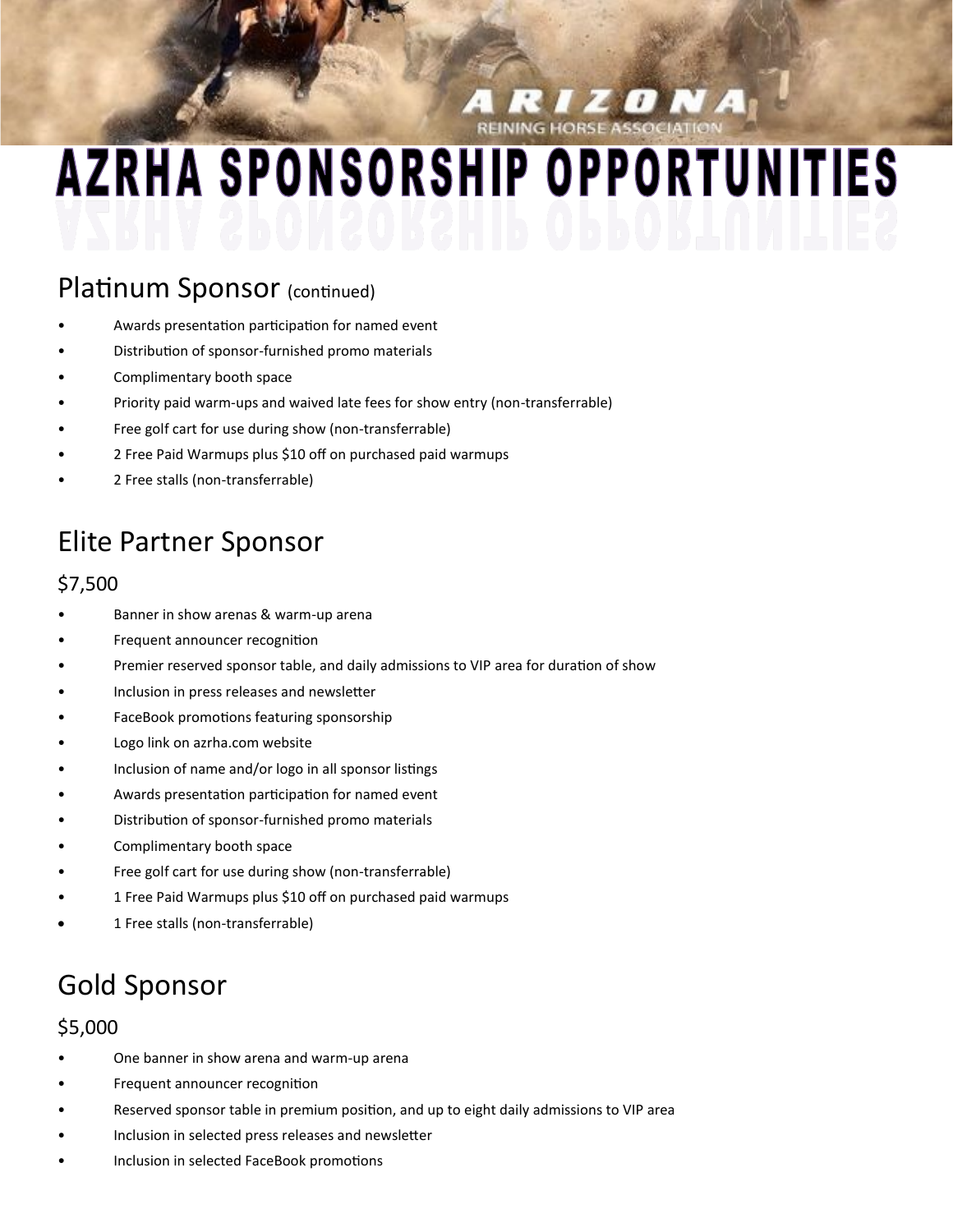# AZRHA SPONSORSHIP OPPORTUNITIES

## Platinum Sponsor (continued)

- Awards presentation participation for named event
- Distribution of sponsor-furnished promo materials
- Complimentary booth space
- Priority paid warm-ups and waived late fees for show entry (non-transferrable)
- Free golf cart for use during show (non-transferrable)
- 2 Free Paid Warmups plus $10 off on purchased paid warmups
- 2 Free stalls (non-transferrable)

## Elite Partner Sponsor

### $7,500

- Banner in show arenas & warm-up arena
- Frequent announcer recognition
- Premier reserved sponsor table, and daily admissions to VIP area for duration of show
- Inclusion in press releases and newsletter
- FaceBook promotions featuring sponsorship
- Logo link on azrha.com website
- Inclusion of name and/or logo in all sponsor listings
- Awards presentation participation for named event
- Distribution of sponsor-furnished promo materials
- Complimentary booth space
- Free golf cart for use during show (non-transferrable)
- 1 Free Paid Warmups plus $10 off on purchased paid warmups
- 1 Free stalls (non-transferrable)

## Gold Sponsor

### $5,000

- One banner in show arena and warm-up arena
- Frequent announcer recognition
- Reserved sponsor table in premium position, and up to eight daily admissions to VIP area
- Inclusion in selected press releases and newsletter
- Inclusion in selected FaceBook promotions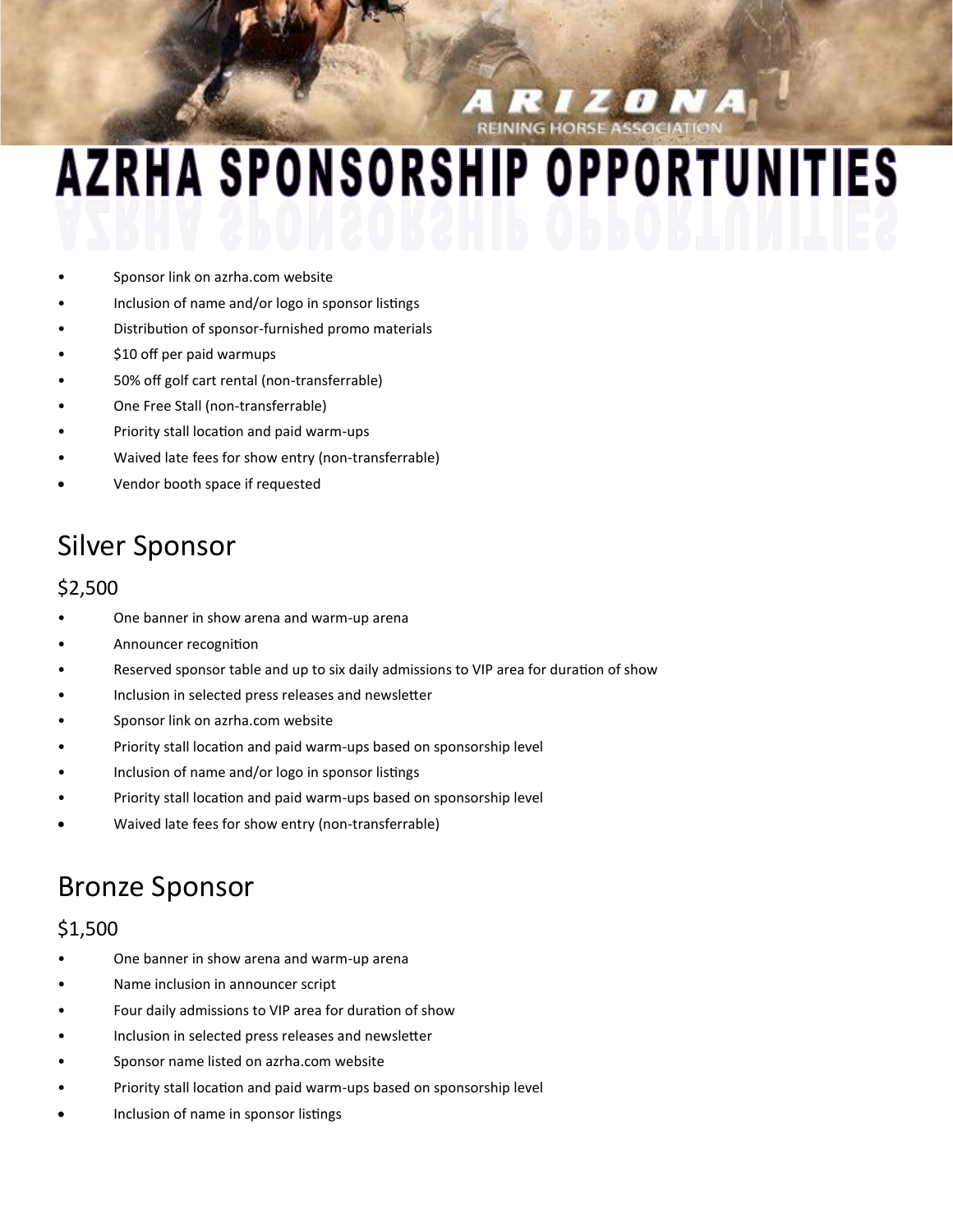ARIZONA
REINING HORSE ASSOCIATION

# AZRHA SPONSORSHIP OPPORTUNITIES

- Sponsor link on azrha.com website
- Inclusion of name and/or logo in sponsor listings
- Distribution of sponsor-furnished promo materials
- $10 off per paid warmups
- 50% off golf cart rental (non-transferrable)
- One Free Stall (non-transferrable)
- Priority stall location and paid warm-ups
- Waived late fees for show entry (non-transferrable)
- Vendor booth space if requested

## Silver Sponsor

### $2,500

- One banner in show arena and warm-up arena
- Announcer recognition
- Reserved sponsor table and up to six daily admissions to VIP area for duration of show
- Inclusion in selected press releases and newsletter
- Sponsor link on azrha.com website
- Priority stall location and paid warm-ups based on sponsorship level
- Inclusion of name and/or logo in sponsor listings
- Priority stall location and paid warm-ups based on sponsorship level
- Waived late fees for show entry (non-transferrable)

## Bronze Sponsor

### $1,500

- One banner in show arena and warm-up arena
- Name inclusion in announcer script
- Four daily admissions to VIP area for duration of show
- Inclusion in selected press releases and newsletter
- Sponsor name listed on azrha.com website
- Priority stall location and paid warm-ups based on sponsorship level
- Inclusion of name in sponsor listings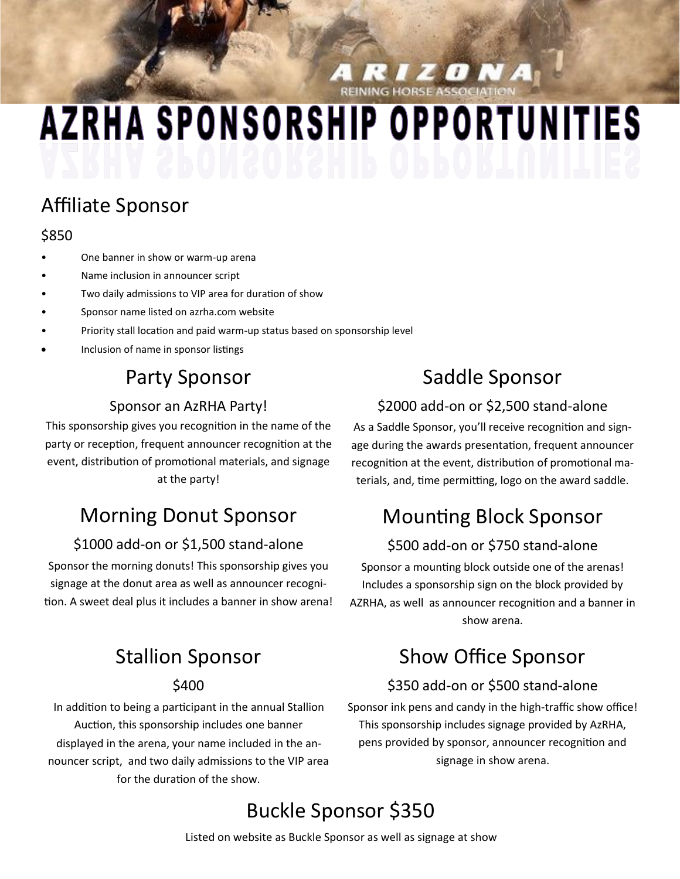ARIZONA

REINING HORSE ASSOCIATION

# AZRHA SPONSORSHIP OPPORTUNITIES

## Affiliate Sponsor

$850

- One banner in show or warm-up arena
- Name inclusion in announcer script
- Two daily admissions to VIP area for duration of show
- Sponsor name listed on azrha.com website
- Priority stall location and paid warm-up status based on sponsorship level
- Inclusion of name in sponsor listings

## Party Sponsor

### Sponsor an AzRHA Party!

This sponsorship gives you recognition in the name of the party or reception, frequent announcer recognition at the event, distribution of promotional materials, and signage at the party!

## Morning Donut Sponsor

### $1000 add-on or $1,500 stand-alone

Sponsor the morning donuts! This sponsorship gives you signage at the donut area as well as announcer recognition. A sweet deal plus it includes a banner in show arena!

## Stallion Sponsor

### $400

In addition to being a participant in the annual Stallion Auction, this sponsorship includes one banner displayed in the arena, your name included in the announcer script, and two daily admissions to the VIP area for the duration of the show.

## Saddle Sponsor

### $2000 add-on or $2,500 stand-alone

As a Saddle Sponsor, you'll receive recognition and signage during the awards presentation, frequent announcer recognition at the event, distribution of promotional materials, and, time permitting, logo on the award saddle.

## Mounting Block Sponsor

### $500 add-on or $750 stand-alone

Sponsor a mounting block outside one of the arenas! Includes a sponsorship sign on the block provided by AZRHA, as well as announcer recognition and a banner in show arena.

## Show Office Sponsor

### $350 add-on or $500 stand-alone

Sponsor ink pens and candy in the high-traffic show office! This sponsorship includes signage provided by AzRHA, pens provided by sponsor, announcer recognition and signage in show arena.

## Buckle Sponsor $350

Listed on website as Buckle Sponsor as well as signage at show